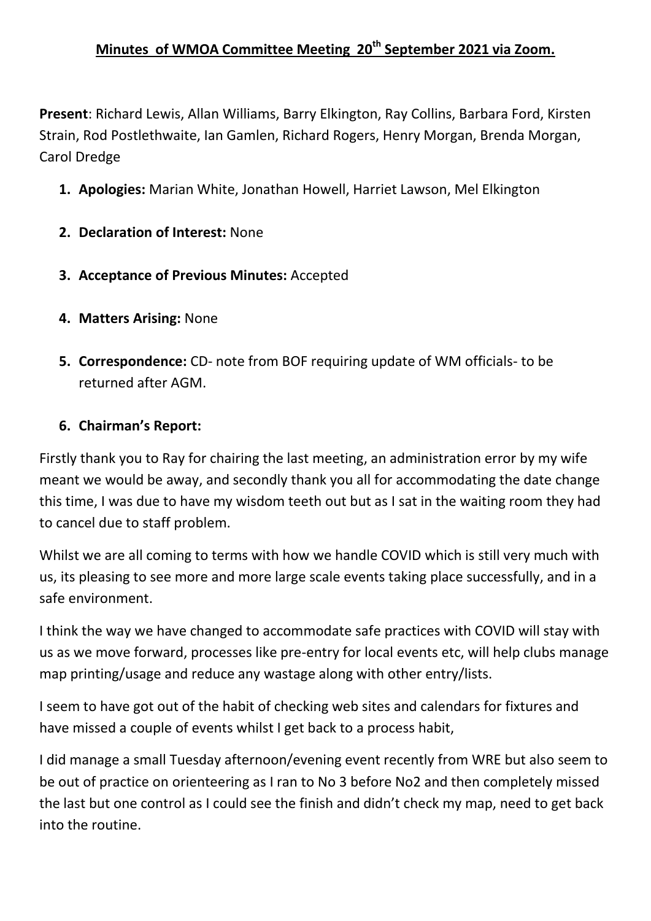# Minutes of WMOA Committee Meeting 20th September 2021 via Zoom.

**Present**: Richard Lewis, Allan Williams, Barry Elkington, Ray Collins, Barbara Ford, Kirsten Strain, Rod Postlethwaite, Ian Gamlen, Richard Rogers, Henry Morgan, Brenda Morgan, Carol Dredge

1. **Apologies:** Marian White, Jonathan Howell, Harriet Lawson, Mel Elkington
2. **Declaration of Interest:** None
3. **Acceptance of Previous Minutes:** Accepted
4. **Matters Arising:** None
5. **Correspondence:** CD- note from BOF requiring update of WM officials- to be returned after AGM.
6. **Chairman's Report:**

Firstly thank you to Ray for chairing the last meeting, an administration error by my wife meant we would be away, and secondly thank you all for accommodating the date change this time, I was due to have my wisdom teeth out but as I sat in the waiting room they had to cancel due to staff problem.

Whilst we are all coming to terms with how we handle COVID which is still very much with us, its pleasing to see more and more large scale events taking place successfully, and in a safe environment.

I think the way we have changed to accommodate safe practices with COVID will stay with us as we move forward, processes like pre-entry for local events etc, will help clubs manage map printing/usage and reduce any wastage along with other entry/lists.

I seem to have got out of the habit of checking web sites and calendars for fixtures and have missed a couple of events whilst I get back to a process habit,

I did manage a small Tuesday afternoon/evening event recently from WRE but also seem to be out of practice on orienteering as I ran to No 3 before No2 and then completely missed the last but one control as I could see the finish and didn't check my map, need to get back into the routine.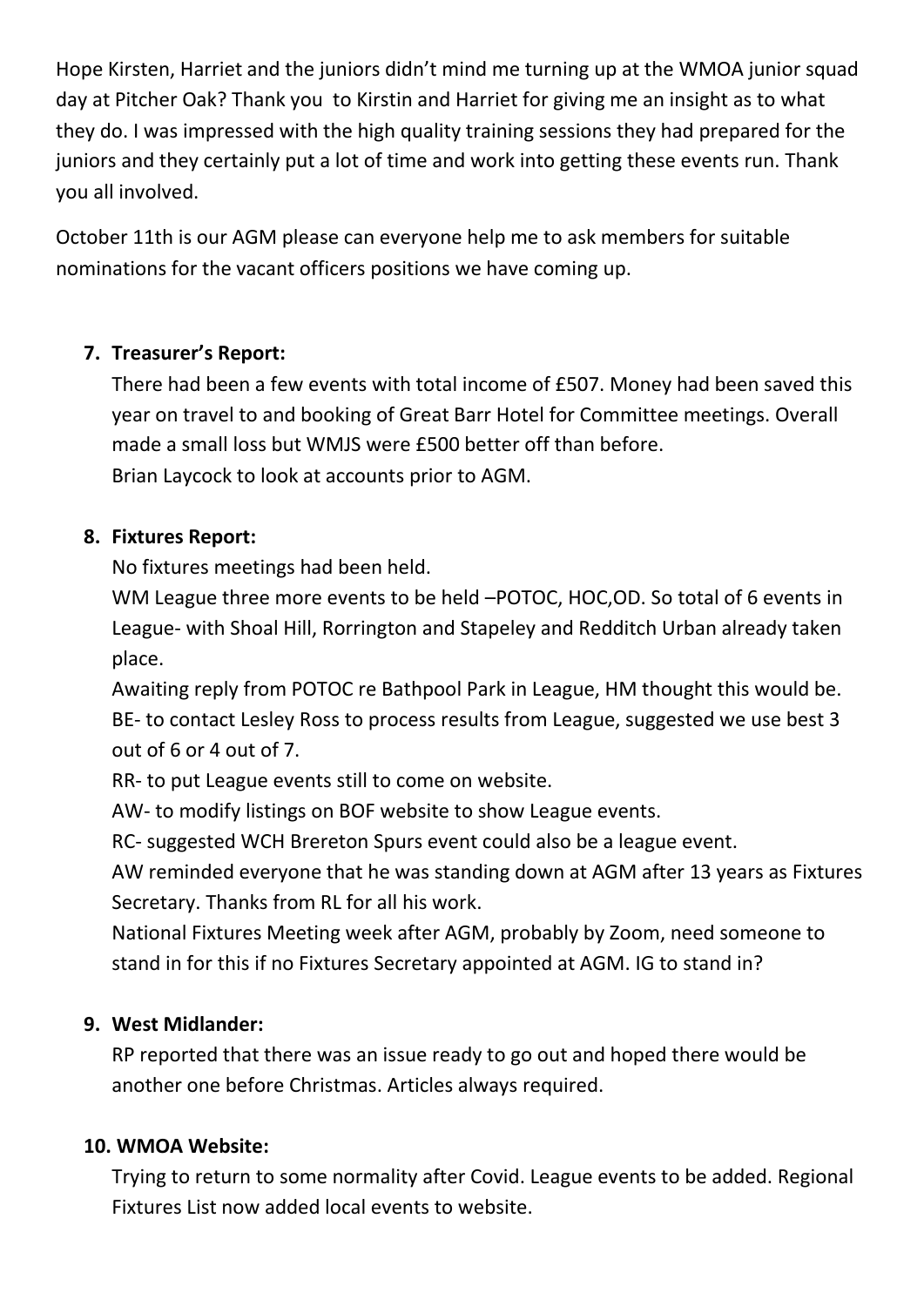Hope Kirsten, Harriet and the juniors didn't mind me turning up at the WMOA junior squad day at Pitcher Oak? Thank you to Kirstin and Harriet for giving me an insight as to what they do. I was impressed with the high quality training sessions they had prepared for the juniors and they certainly put a lot of time and work into getting these events run. Thank you all involved.

October 11th is our AGM please can everyone help me to ask members for suitable nominations for the vacant officers positions we have coming up.

7. **Treasurer's Report:**

   There had been a few events with total income of £507. Money had been saved this year on travel to and booking of Great Barr Hotel for Committee meetings. Overall made a small loss but WMJS were £500 better off than before.
   Brian Laycock to look at accounts prior to AGM.

8. **Fixtures Report:**

   No fixtures meetings had been held.
   WM League three more events to be held –POTOC, HOC,OD. So total of 6 events in League- with Shoal Hill, Rorrington and Stapeley and Redditch Urban already taken place.
   Awaiting reply from POTOC re Bathpool Park in League, HM thought this would be.
   BE- to contact Lesley Ross to process results from League, suggested we use best 3 out of 6 or 4 out of 7.
   RR- to put League events still to come on website.
   AW- to modify listings on BOF website to show League events.
   RC- suggested WCH Brereton Spurs event could also be a league event.
   AW reminded everyone that he was standing down at AGM after 13 years as Fixtures Secretary. Thanks from RL for all his work.
   National Fixtures Meeting week after AGM, probably by Zoom, need someone to stand in for this if no Fixtures Secretary appointed at AGM. IG to stand in?

9. **West Midlander:**

   RP reported that there was an issue ready to go out and hoped there would be another one before Christmas. Articles always required.

10. **WMOA Website:**

    Trying to return to some normality after Covid. League events to be added. Regional Fixtures List now added local events to website.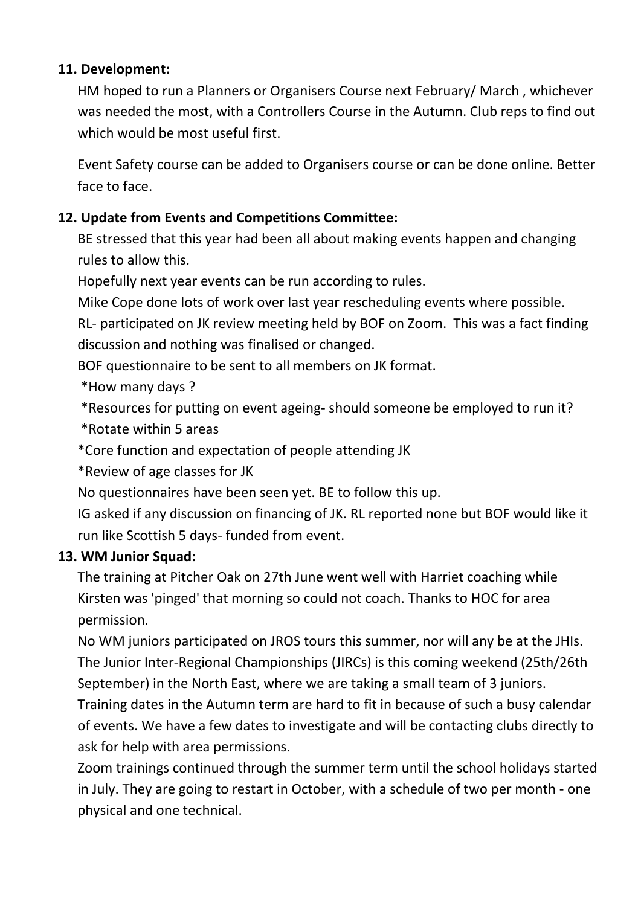**11. Development:**

HM hoped to run a Planners or Organisers Course next February/ March , whichever was needed the most, with a Controllers Course in the Autumn. Club reps to find out which would be most useful first.

Event Safety course can be added to Organisers course or can be done online. Better face to face.

**12. Update from Events and Competitions Committee:**

BE stressed that this year had been all about making events happen and changing rules to allow this.

Hopefully next year events can be run according to rules.

Mike Cope done lots of work over last year rescheduling events where possible.

RL- participated on JK review meeting held by BOF on Zoom. This was a fact finding discussion and nothing was finalised or changed.

BOF questionnaire to be sent to all members on JK format.

*How many days ?

*Resources for putting on event ageing- should someone be employed to run it?

*Rotate within 5 areas

*Core function and expectation of people attending JK

*Review of age classes for JK

No questionnaires have been seen yet. BE to follow this up.

IG asked if any discussion on financing of JK. RL reported none but BOF would like it run like Scottish 5 days- funded from event.

**13. WM Junior Squad:**

The training at Pitcher Oak on 27th June went well with Harriet coaching while Kirsten was 'pinged' that morning so could not coach. Thanks to HOC for area permission.

No WM juniors participated on JROS tours this summer, nor will any be at the JHIs.

The Junior Inter-Regional Championships (JIRCs) is this coming weekend (25th/26th September) in the North East, where we are taking a small team of 3 juniors.

Training dates in the Autumn term are hard to fit in because of such a busy calendar of events. We have a few dates to investigate and will be contacting clubs directly to ask for help with area permissions.

Zoom trainings continued through the summer term until the school holidays started in July. They are going to restart in October, with a schedule of two per month - one physical and one technical.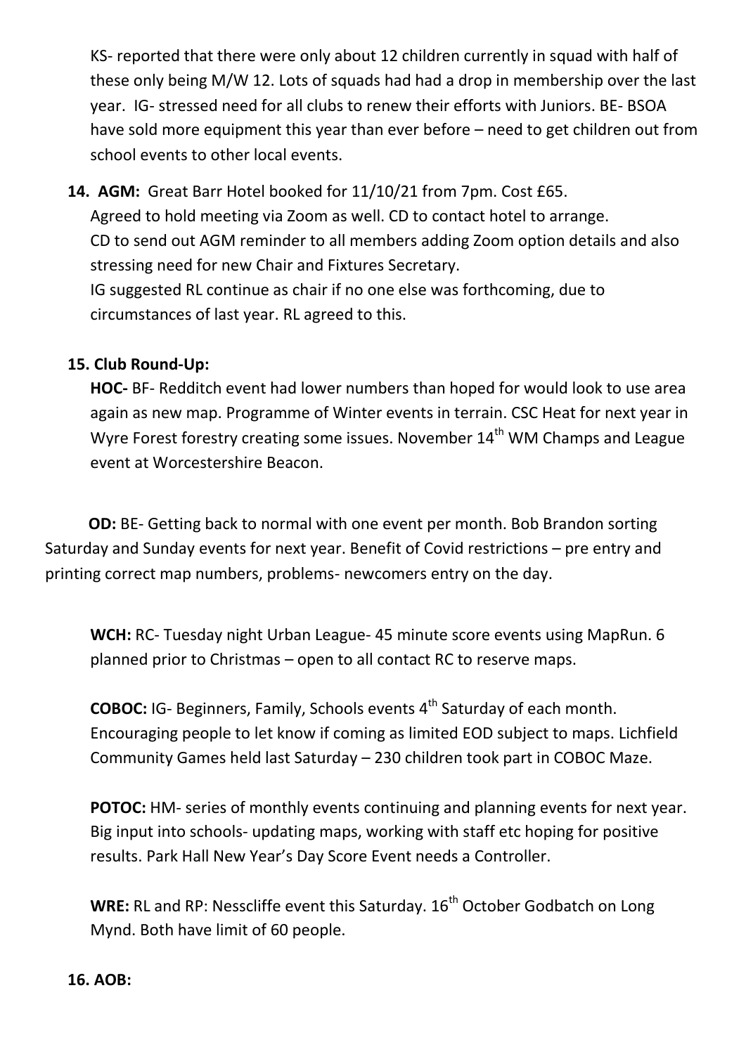KS- reported that there were only about 12 children currently in squad with half of these only being M/W 12. Lots of squads had had a drop in membership over the last year. IG- stressed need for all clubs to renew their efforts with Juniors. BE- BSOA have sold more equipment this year than ever before – need to get children out from school events to other local events.

**14. AGM:** Great Barr Hotel booked for 11/10/21 from 7pm. Cost £65.
Agreed to hold meeting via Zoom as well. CD to contact hotel to arrange.
CD to send out AGM reminder to all members adding Zoom option details and also stressing need for new Chair and Fixtures Secretary.
IG suggested RL continue as chair if no one else was forthcoming, due to circumstances of last year. RL agreed to this.

**15. Club Round-Up:**

**HOC-** BF- Redditch event had lower numbers than hoped for would look to use area again as new map. Programme of Winter events in terrain. CSC Heat for next year in Wyre Forest forestry creating some issues. November 14th WM Champs and League event at Worcestershire Beacon.

**OD:** BE- Getting back to normal with one event per month. Bob Brandon sorting Saturday and Sunday events for next year. Benefit of Covid restrictions – pre entry and printing correct map numbers, problems- newcomers entry on the day.

**WCH:** RC- Tuesday night Urban League- 45 minute score events using MapRun. 6 planned prior to Christmas – open to all contact RC to reserve maps.

**COBOC:** IG- Beginners, Family, Schools events 4th Saturday of each month. Encouraging people to let know if coming as limited EOD subject to maps. Lichfield Community Games held last Saturday – 230 children took part in COBOC Maze.

**POTOC:** HM- series of monthly events continuing and planning events for next year. Big input into schools- updating maps, working with staff etc hoping for positive results. Park Hall New Year's Day Score Event needs a Controller.

**WRE:** RL and RP: Nesscliffe event this Saturday. 16th October Godbatch on Long Mynd. Both have limit of 60 people.

**16. AOB:**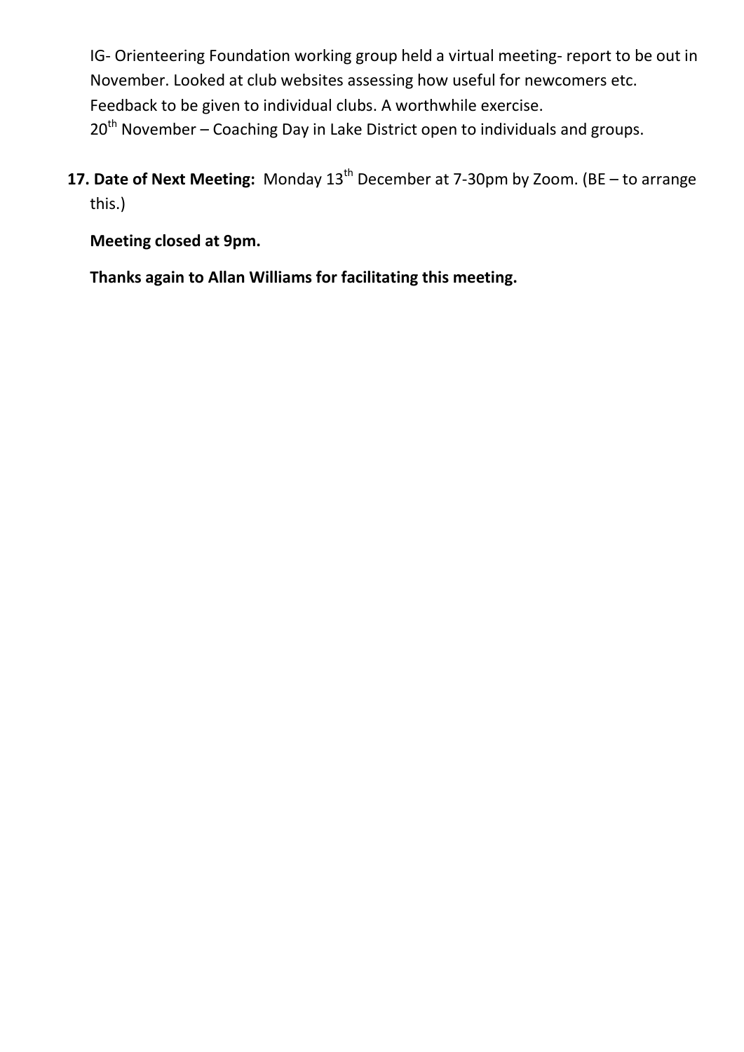IG- Orienteering Foundation working group held a virtual meeting- report to be out in November. Looked at club websites assessing how useful for newcomers etc. Feedback to be given to individual clubs. A worthwhile exercise.
20th November – Coaching Day in Lake District open to individuals and groups.

**17. Date of Next Meeting:** Monday 13th December at 7-30pm by Zoom. (BE – to arrange this.)

**Meeting closed at 9pm.**

**Thanks again to Allan Williams for facilitating this meeting.**